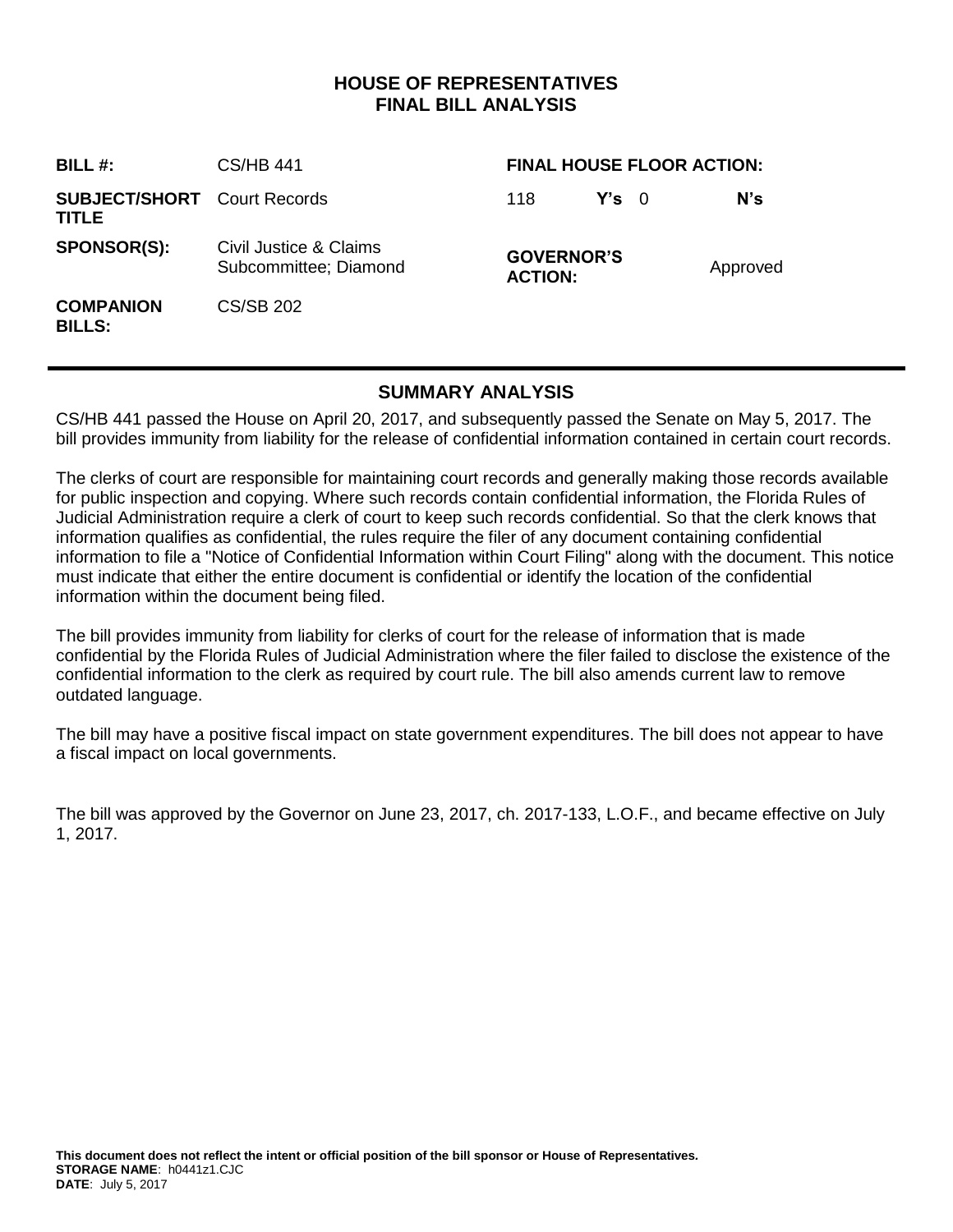# HOUSE OF REPRESENTATIVES
# FINAL BILL ANALYSIS

| | | | |
|---|---|---|---|
| **BILL #:** | CS/HB 441 | **FINAL HOUSE FLOOR ACTION:** | |
| **SUBJECT/SHORT TITLE** | Court Records | 118 **Y's** | 0 **N's** |
| **SPONSOR(S):** | Civil Justice & Claims Subcommittee; Diamond | **GOVERNOR'S ACTION:** | Approved |
| **COMPANION BILLS:** | CS/SB 202 | | |

## SUMMARY ANALYSIS

CS/HB 441 passed the House on April 20, 2017, and subsequently passed the Senate on May 5, 2017. The bill provides immunity from liability for the release of confidential information contained in certain court records.

The clerks of court are responsible for maintaining court records and generally making those records available for public inspection and copying. Where such records contain confidential information, the Florida Rules of Judicial Administration require a clerk of court to keep such records confidential. So that the clerk knows that information qualifies as confidential, the rules require the filer of any document containing confidential information to file a "Notice of Confidential Information within Court Filing" along with the document. This notice must indicate that either the entire document is confidential or identify the location of the confidential information within the document being filed.

The bill provides immunity from liability for clerks of court for the release of information that is made confidential by the Florida Rules of Judicial Administration where the filer failed to disclose the existence of the confidential information to the clerk as required by court rule. The bill also amends current law to remove outdated language.

The bill may have a positive fiscal impact on state government expenditures. The bill does not appear to have a fiscal impact on local governments.

The bill was approved by the Governor on June 23, 2017, ch. 2017-133, L.O.F., and became effective on July 1, 2017.

**This document does not reflect the intent or official position of the bill sponsor or House of Representatives.**
**STORAGE NAME**: h0441z1.CJC
**DATE**: July 5, 2017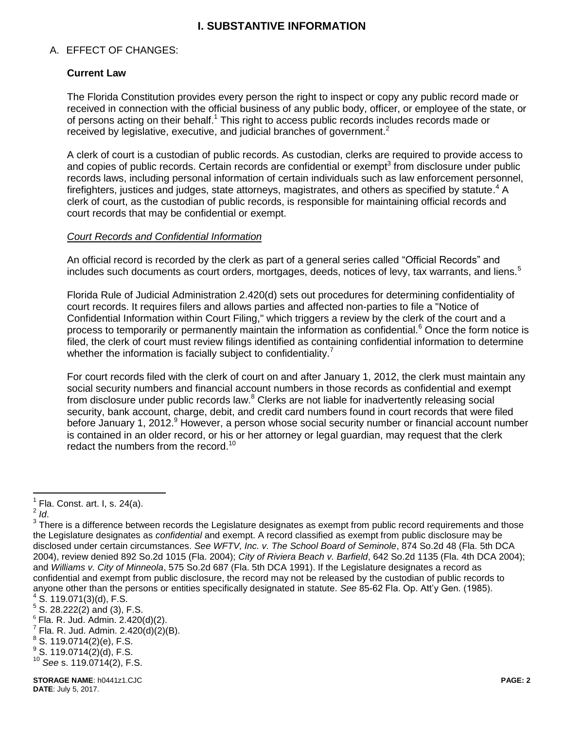# I. SUBSTANTIVE INFORMATION

## A. EFFECT OF CHANGES:

### Current Law

The Florida Constitution provides every person the right to inspect or copy any public record made or received in connection with the official business of any public body, officer, or employee of the state, or of persons acting on their behalf.[1] This right to access public records includes records made or received by legislative, executive, and judicial branches of government.[2]

A clerk of court is a custodian of public records. As custodian, clerks are required to provide access to and copies of public records. Certain records are confidential or exempt[3] from disclosure under public records laws, including personal information of certain individuals such as law enforcement personnel, firefighters, justices and judges, state attorneys, magistrates, and others as specified by statute.[4] A clerk of court, as the custodian of public records, is responsible for maintaining official records and court records that may be confidential or exempt.

*Court Records and Confidential Information*

An official record is recorded by the clerk as part of a general series called "Official Records" and includes such documents as court orders, mortgages, deeds, notices of levy, tax warrants, and liens.[5]

Florida Rule of Judicial Administration 2.420(d) sets out procedures for determining confidentiality of court records. It requires filers and allows parties and affected non-parties to file a "Notice of Confidential Information within Court Filing," which triggers a review by the clerk of the court and a process to temporarily or permanently maintain the information as confidential.[6] Once the form notice is filed, the clerk of court must review filings identified as containing confidential information to determine whether the information is facially subject to confidentiality.[7]

For court records filed with the clerk of court on and after January 1, 2012, the clerk must maintain any social security numbers and financial account numbers in those records as confidential and exempt from disclosure under public records law.[8] Clerks are not liable for inadvertently releasing social security, bank account, charge, debit, and credit card numbers found in court records that were filed before January 1, 2012.[9] However, a person whose social security number or financial account number is contained in an older record, or his or her attorney or legal guardian, may request that the clerk redact the numbers from the record.[10]

---

[1] Fla. Const. art. I, s. 24(a).

[2] *Id*.

[3] There is a difference between records the Legislature designates as exempt from public record requirements and those the Legislature designates as *confidential* and exempt. A record classified as exempt from public disclosure may be disclosed under certain circumstances. *See WFTV, Inc. v. The School Board of Seminole*, 874 So.2d 48 (Fla. 5th DCA 2004), review denied 892 So.2d 1015 (Fla. 2004); *City of Riviera Beach v. Barfield*, 642 So.2d 1135 (Fla. 4th DCA 2004); and *Williams v. City of Minneola*, 575 So.2d 687 (Fla. 5th DCA 1991). If the Legislature designates a record as confidential and exempt from public disclosure, the record may not be released by the custodian of public records to anyone other than the persons or entities specifically designated in statute. *See* 85-62 Fla. Op. Att'y Gen. (1985).

[4] S. 119.071(3)(d), F.S.

[5] S. 28.222(2) and (3), F.S.

[6] Fla. R. Jud. Admin. 2.420(d)(2).

[7] Fla. R. Jud. Admin. 2.420(d)(2)(B).

[8] S. 119.0714(2)(e), F.S.

[9] S. 119.0714(2)(d), F.S.

[10] *See* s. 119.0714(2), F.S.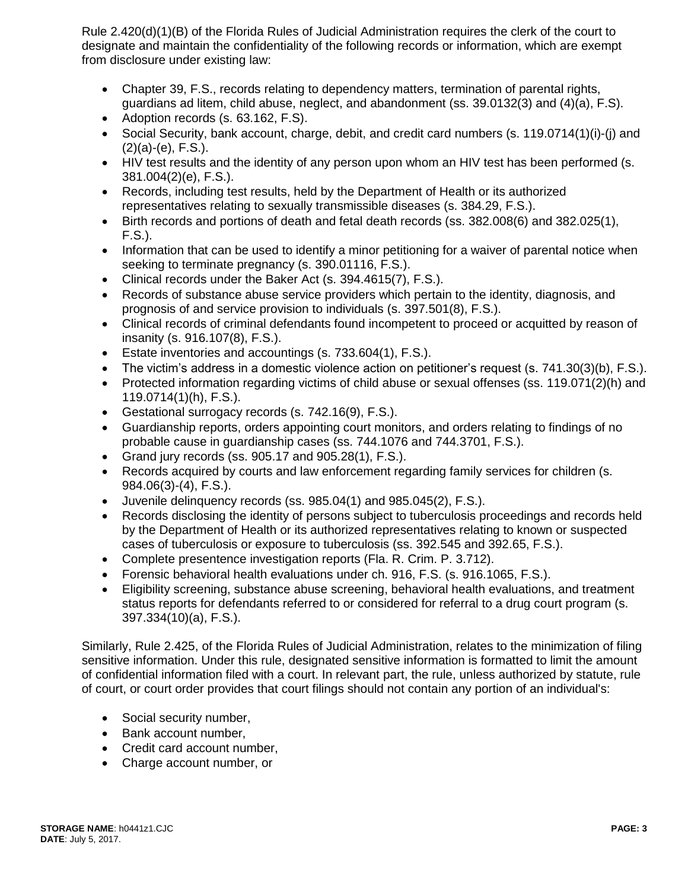Rule 2.420(d)(1)(B) of the Florida Rules of Judicial Administration requires the clerk of the court to designate and maintain the confidentiality of the following records or information, which are exempt from disclosure under existing law:

- Chapter 39, F.S., records relating to dependency matters, termination of parental rights, guardians ad litem, child abuse, neglect, and abandonment (ss. 39.0132(3) and (4)(a), F.S).
- Adoption records (s. 63.162, F.S).
- Social Security, bank account, charge, debit, and credit card numbers (s. 119.0714(1)(i)-(j) and (2)(a)-(e), F.S.).
- HIV test results and the identity of any person upon whom an HIV test has been performed (s. 381.004(2)(e), F.S.).
- Records, including test results, held by the Department of Health or its authorized representatives relating to sexually transmissible diseases (s. 384.29, F.S.).
- Birth records and portions of death and fetal death records (ss. 382.008(6) and 382.025(1), F.S.).
- Information that can be used to identify a minor petitioning for a waiver of parental notice when seeking to terminate pregnancy (s. 390.01116, F.S.).
- Clinical records under the Baker Act (s. 394.4615(7), F.S.).
- Records of substance abuse service providers which pertain to the identity, diagnosis, and prognosis of and service provision to individuals (s. 397.501(8), F.S.).
- Clinical records of criminal defendants found incompetent to proceed or acquitted by reason of insanity (s. 916.107(8), F.S.).
- Estate inventories and accountings (s. 733.604(1), F.S.).
- The victim's address in a domestic violence action on petitioner's request (s. 741.30(3)(b), F.S.).
- Protected information regarding victims of child abuse or sexual offenses (ss. 119.071(2)(h) and 119.0714(1)(h), F.S.).
- Gestational surrogacy records (s. 742.16(9), F.S.).
- Guardianship reports, orders appointing court monitors, and orders relating to findings of no probable cause in guardianship cases (ss. 744.1076 and 744.3701, F.S.).
- Grand jury records (ss. 905.17 and 905.28(1), F.S.).
- Records acquired by courts and law enforcement regarding family services for children (s. 984.06(3)-(4), F.S.).
- Juvenile delinquency records (ss. 985.04(1) and 985.045(2), F.S.).
- Records disclosing the identity of persons subject to tuberculosis proceedings and records held by the Department of Health or its authorized representatives relating to known or suspected cases of tuberculosis or exposure to tuberculosis (ss. 392.545 and 392.65, F.S.).
- Complete presentence investigation reports (Fla. R. Crim. P. 3.712).
- Forensic behavioral health evaluations under ch. 916, F.S. (s. 916.1065, F.S.).
- Eligibility screening, substance abuse screening, behavioral health evaluations, and treatment status reports for defendants referred to or considered for referral to a drug court program (s. 397.334(10)(a), F.S.).

Similarly, Rule 2.425, of the Florida Rules of Judicial Administration, relates to the minimization of filing sensitive information. Under this rule, designated sensitive information is formatted to limit the amount of confidential information filed with a court. In relevant part, the rule, unless authorized by statute, rule of court, or court order provides that court filings should not contain any portion of an individual's:

- Social security number,
- Bank account number,
- Credit card account number,
- Charge account number, or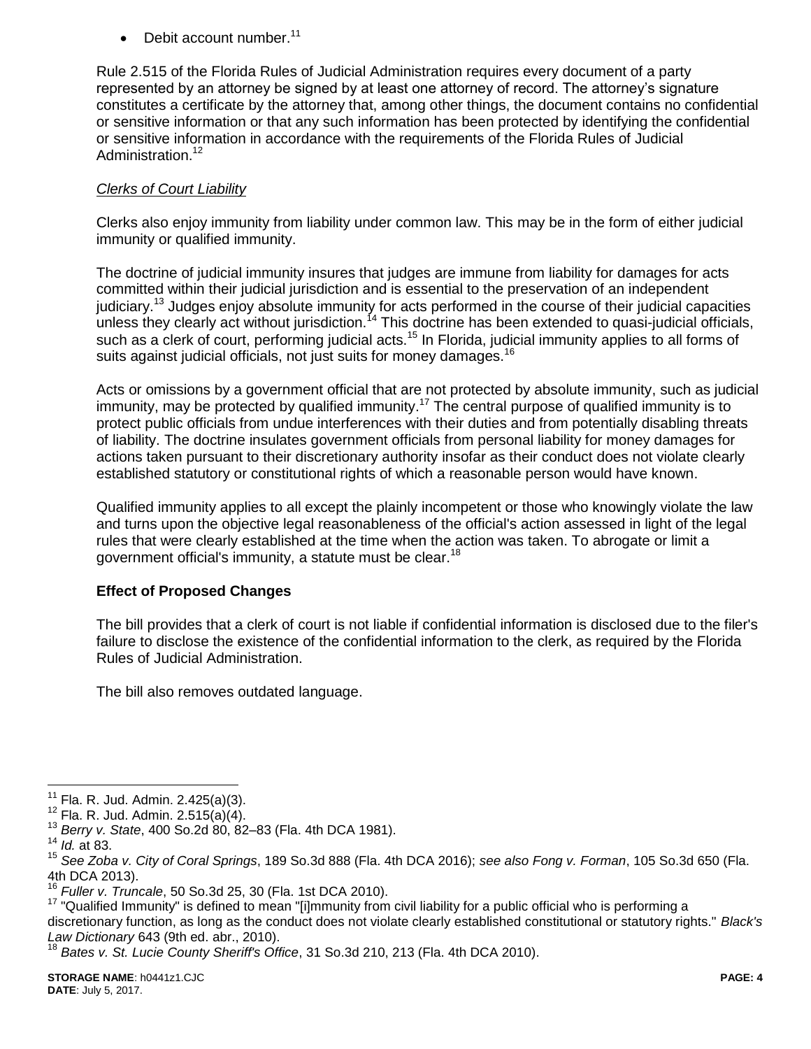- Debit account number.[11]

Rule 2.515 of the Florida Rules of Judicial Administration requires every document of a party represented by an attorney be signed by at least one attorney of record. The attorney's signature constitutes a certificate by the attorney that, among other things, the document contains no confidential or sensitive information or that any such information has been protected by identifying the confidential or sensitive information in accordance with the requirements of the Florida Rules of Judicial Administration.[12]

*Clerks of Court Liability*

Clerks also enjoy immunity from liability under common law. This may be in the form of either judicial immunity or qualified immunity.

The doctrine of judicial immunity insures that judges are immune from liability for damages for acts committed within their judicial jurisdiction and is essential to the preservation of an independent judiciary.[13] Judges enjoy absolute immunity for acts performed in the course of their judicial capacities unless they clearly act without jurisdiction.[14] This doctrine has been extended to quasi-judicial officials, such as a clerk of court, performing judicial acts.[15] In Florida, judicial immunity applies to all forms of suits against judicial officials, not just suits for money damages.[16]

Acts or omissions by a government official that are not protected by absolute immunity, such as judicial immunity, may be protected by qualified immunity.[17] The central purpose of qualified immunity is to protect public officials from undue interferences with their duties and from potentially disabling threats of liability. The doctrine insulates government officials from personal liability for money damages for actions taken pursuant to their discretionary authority insofar as their conduct does not violate clearly established statutory or constitutional rights of which a reasonable person would have known.

Qualified immunity applies to all except the plainly incompetent or those who knowingly violate the law and turns upon the objective legal reasonableness of the official's action assessed in light of the legal rules that were clearly established at the time when the action was taken. To abrogate or limit a government official's immunity, a statute must be clear.[18]

### Effect of Proposed Changes

The bill provides that a clerk of court is not liable if confidential information is disclosed due to the filer's failure to disclose the existence of the confidential information to the clerk, as required by the Florida Rules of Judicial Administration.

The bill also removes outdated language.

---

[11] Fla. R. Jud. Admin. 2.425(a)(3).

[12] Fla. R. Jud. Admin. 2.515(a)(4).

[13] *Berry v. State*, 400 So.2d 80, 82–83 (Fla. 4th DCA 1981).

[14] *Id.* at 83.

[15] *See Zoba v. City of Coral Springs*, 189 So.3d 888 (Fla. 4th DCA 2016); *see also Fong v. Forman*, 105 So.3d 650 (Fla. 4th DCA 2013).

[16] *Fuller v. Truncale*, 50 So.3d 25, 30 (Fla. 1st DCA 2010).

[17] "Qualified Immunity" is defined to mean "[i]mmunity from civil liability for a public official who is performing a discretionary function, as long as the conduct does not violate clearly established constitutional or statutory rights." *Black's Law Dictionary* 643 (9th ed. abr., 2010).

[18] *Bates v. St. Lucie County Sheriff's Office*, 31 So.3d 210, 213 (Fla. 4th DCA 2010).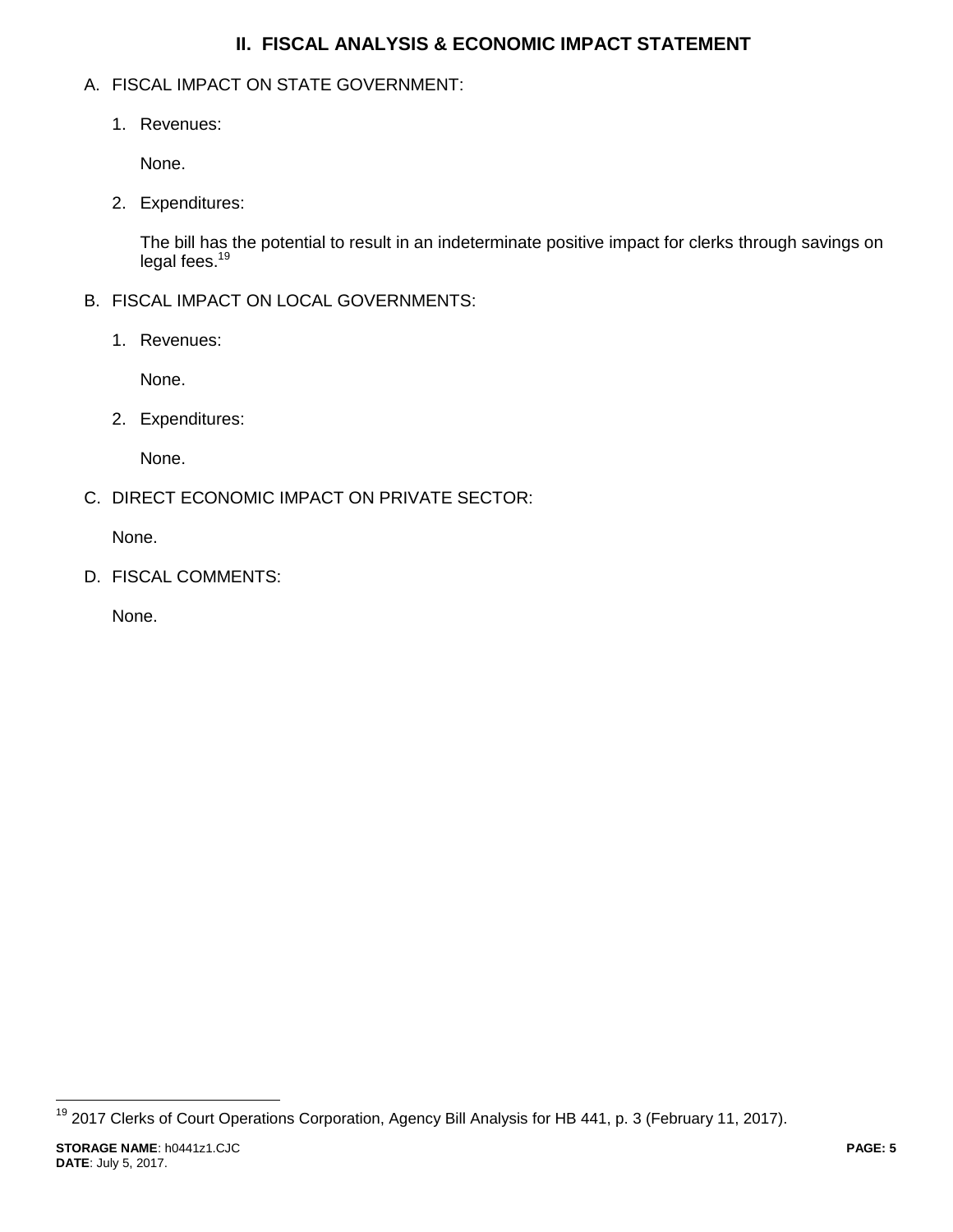## II. FISCAL ANALYSIS & ECONOMIC IMPACT STATEMENT

A. FISCAL IMPACT ON STATE GOVERNMENT:

1. Revenues:

   None.

2. Expenditures:

   The bill has the potential to result in an indeterminate positive impact for clerks through savings on legal fees.[19]

B. FISCAL IMPACT ON LOCAL GOVERNMENTS:

1. Revenues:

   None.

2. Expenditures:

   None.

C. DIRECT ECONOMIC IMPACT ON PRIVATE SECTOR:

   None.

D. FISCAL COMMENTS:

   None.

---

[19] 2017 Clerks of Court Operations Corporation, Agency Bill Analysis for HB 441, p. 3 (February 11, 2017).